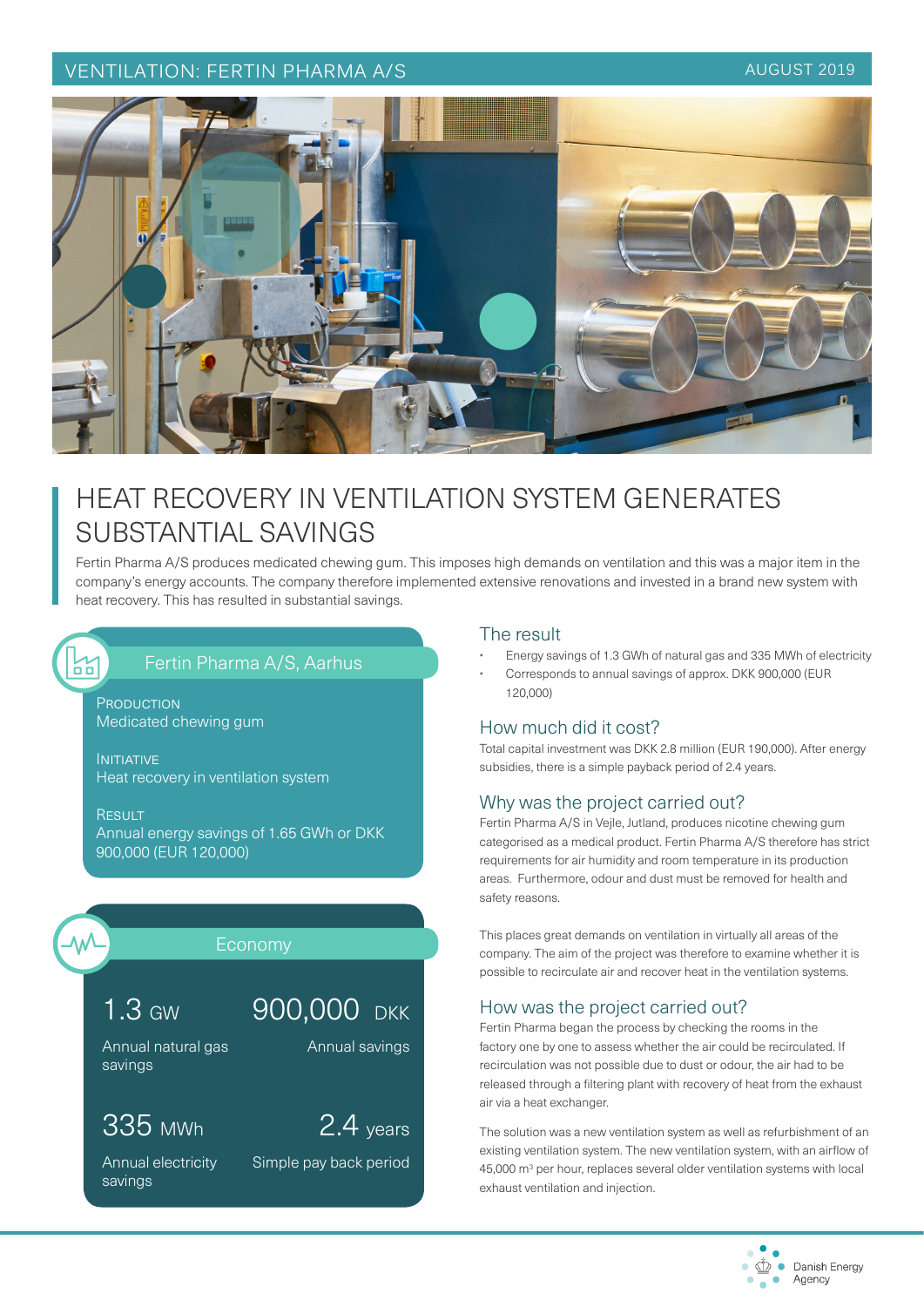VENTILATION: FERTIN PHARMA A/S

AUGUST 2019

# HEAT RECOVERY IN VENTILATION SYSTEM GENERATES SUBSTANTIAL SAVINGS

Fertin Pharma A/S produces medicated chewing gum. This imposes high demands on ventilation and this was a major item in the company's energy accounts. The company therefore implemented extensive renovations and invested in a brand new system with heat recovery. This has resulted in substantial savings.

## Fertin Pharma A/S, Aarhus

PRODUCTION
Medicated chewing gum

INITIATIVE
Heat recovery in ventilation system

RESULT
Annual energy savings of 1.65 GWh or DKK 900,000 (EUR 120,000)

## Economy

1.3 GW
Annual natural gas savings

900,000 DKK
Annual savings

335 MWh
Annual electricity savings

2.4 years
Simple pay back period

## The result

- Energy savings of 1.3 GWh of natural gas and 335 MWh of electricity
- Corresponds to annual savings of approx. DKK 900,000 (EUR 120,000)

## How much did it cost?

Total capital investment was DKK 2.8 million (EUR 190,000). After energy subsidies, there is a simple payback period of 2.4 years.

## Why was the project carried out?

Fertin Pharma A/S in Vejle, Jutland, produces nicotine chewing gum categorised as a medical product. Fertin Pharma A/S therefore has strict requirements for air humidity and room temperature in its production areas. Furthermore, odour and dust must be removed for health and safety reasons.

This places great demands on ventilation in virtually all areas of the company. The aim of the project was therefore to examine whether it is possible to recirculate air and recover heat in the ventilation systems.

## How was the project carried out?

Fertin Pharma began the process by checking the rooms in the factory one by one to assess whether the air could be recirculated. If recirculation was not possible due to dust or odour, the air had to be released through a filtering plant with recovery of heat from the exhaust air via a heat exchanger.

The solution was a new ventilation system as well as refurbishment of an existing ventilation system. The new ventilation system, with an airflow of 45,000 $m^3$ per hour, replaces several older ventilation systems with local exhaust ventilation and injection.

Danish Energy Agency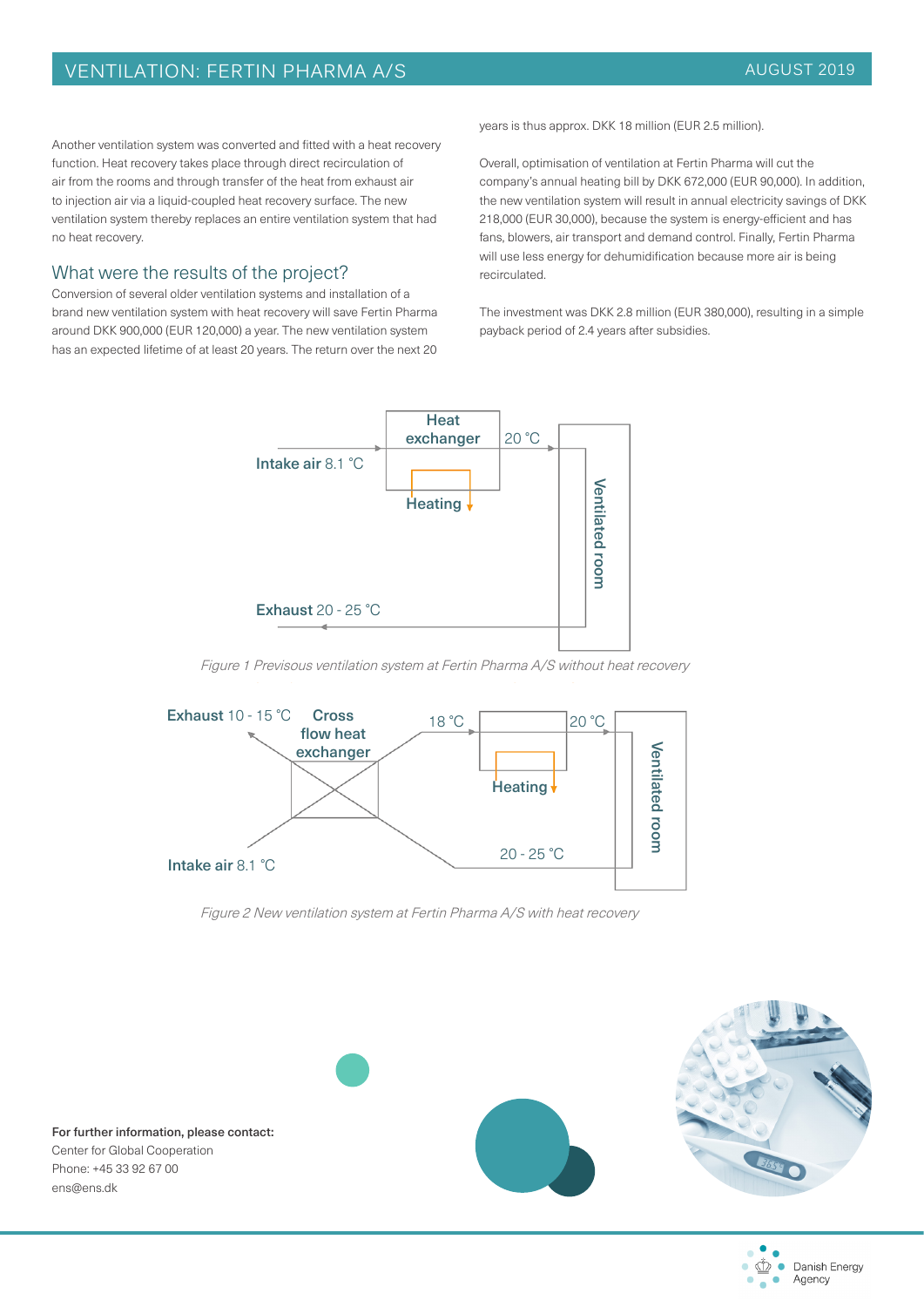Another ventilation system was converted and fitted with a heat recovery function. Heat recovery takes place through direct recirculation of air from the rooms and through transfer of the heat from exhaust air to injection air via a liquid-coupled heat recovery surface. The new ventilation system thereby replaces an entire ventilation system that had no heat recovery.

## What were the results of the project?

Conversion of several older ventilation systems and installation of a brand new ventilation system with heat recovery will save Fertin Pharma around DKK 900,000 (EUR 120,000) a year. The new ventilation system has an expected lifetime of at least 20 years. The return over the next 20 years is thus approx. DKK 18 million (EUR 2.5 million).

Overall, optimisation of ventilation at Fertin Pharma will cut the company's annual heating bill by DKK 672,000 (EUR 90,000). In addition, the new ventilation system will result in annual electricity savings of DKK 218,000 (EUR 30,000), because the system is energy-efficient and has fans, blowers, air transport and demand control. Finally, Fertin Pharma will use less energy for dehumidification because more air is being recirculated.

The investment was DKK 2.8 million (EUR 380,000), resulting in a simple payback period of 2.4 years after subsidies.

Heat exchanger
20 °C
Intake air 8.1 °C
Heating
Ventilated room
Exhaust 20 - 25 °C

*Figure 1 Previsous ventilation system at Fertin Pharma A/S without heat recovery*

Exhaust 10 - 15 °C
Cross flow heat exchanger
18 °C
20 °C
Heating
Ventilated room
20 - 25 °C
Intake air 8.1 °C

*Figure 2 New ventilation system at Fertin Pharma A/S with heat recovery*

**For further information, please contact:**
Center for Global Cooperation
Phone: +45 33 92 67 00
ens@ens.dk